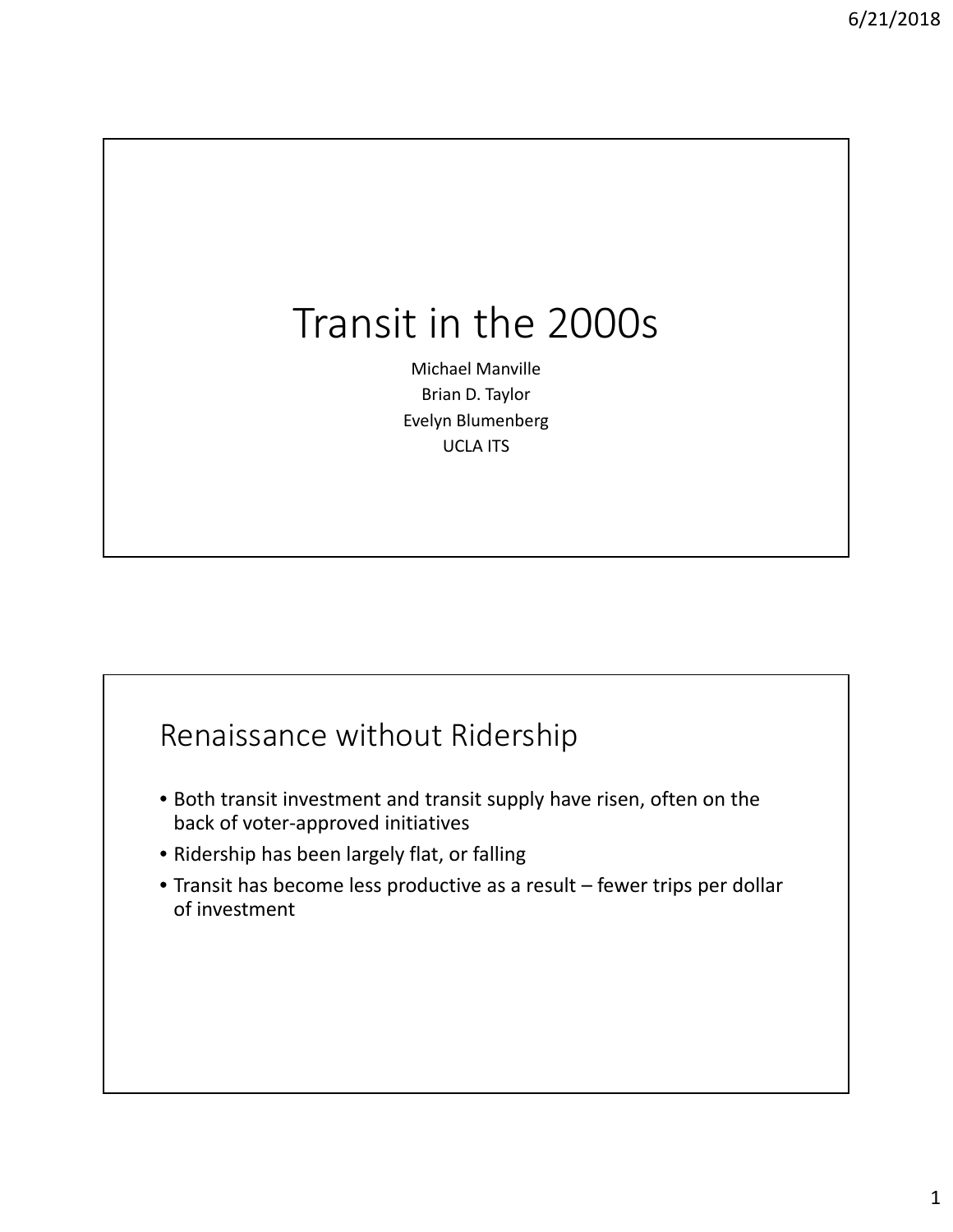# Transit in the 2000s

Michael Manville
Brian D. Taylor
Evelyn Blumenberg
UCLA ITS

## Renaissance without Ridership

- Both transit investment and transit supply have risen, often on the back of voter-approved initiatives
- Ridership has been largely flat, or falling
- Transit has become less productive as a result – fewer trips per dollar of investment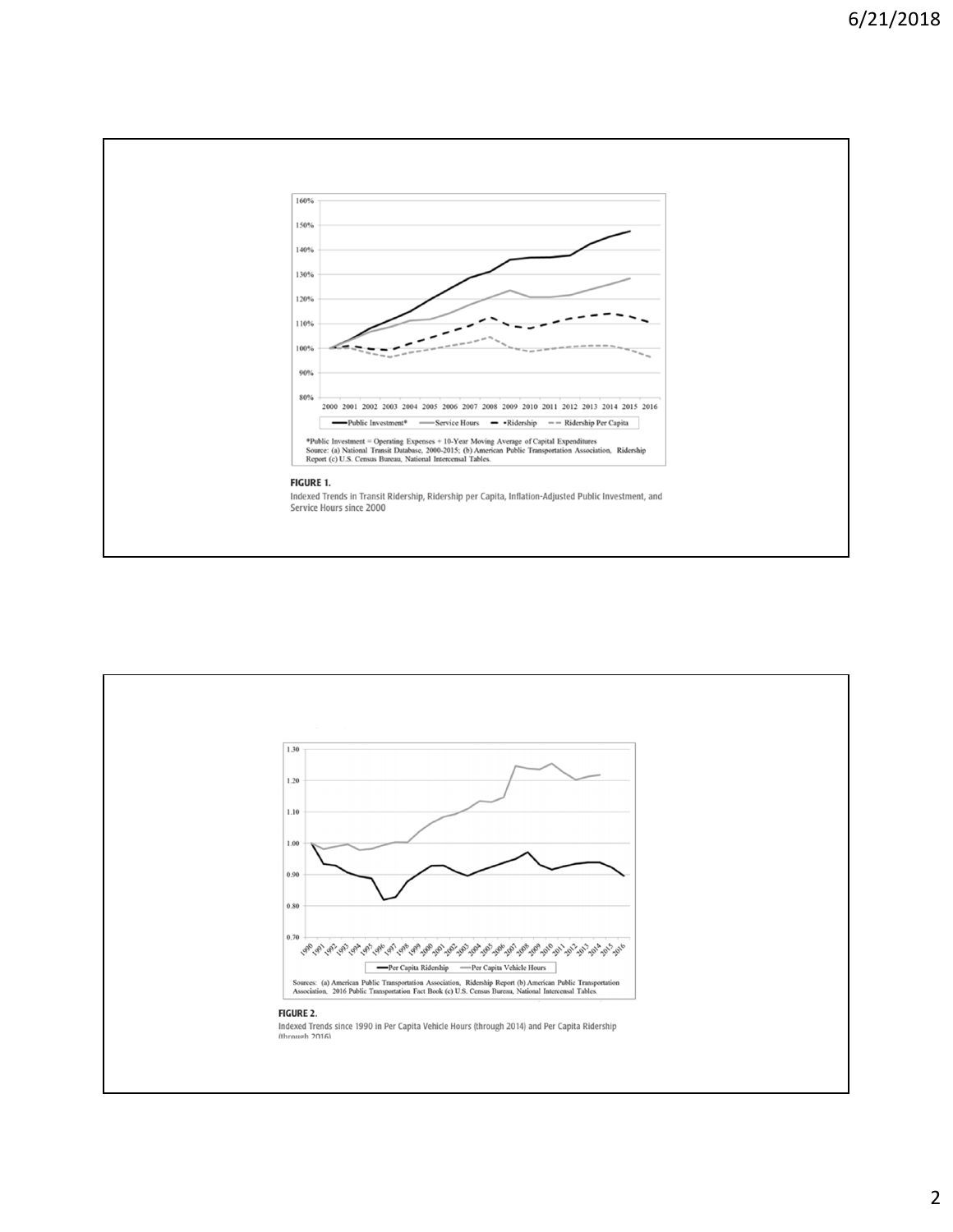*Public Investment = Operating Expenses + 10-Year Moving Average of Capital Expenditures
Source: (a) National Transit Database, 2000-2015; (b) American Public Transportation Association, Ridership Report (c) U.S. Census Bureau, National Intercensal Tables.

**FIGURE 1.**
Indexed Trends in Transit Ridership, Ridership per Capita, Inflation-Adjusted Public Investment, and Service Hours since 2000

Sources: (a) American Public Transportation Association, Ridership Report (b) American Public Transportation Association, 2016 Public Transportation Fact Book (c) U.S. Census Bureau, National Intercensal Tables.

**FIGURE 2.**
Indexed Trends since 1990 in Per Capita Vehicle Hours (through 2014) and Per Capita Ridership (through 2016)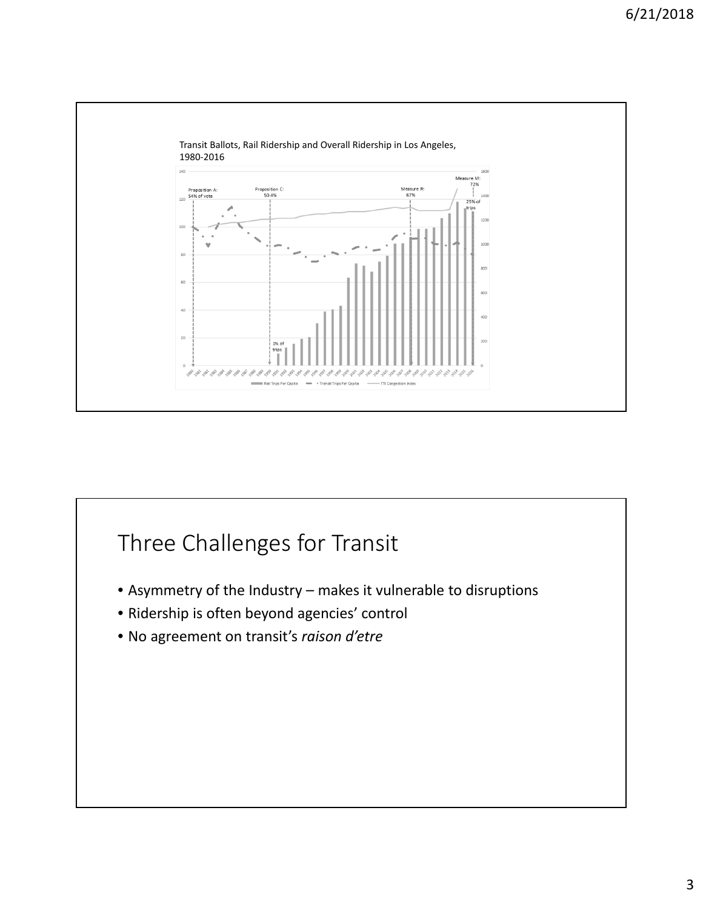Transit Ballots, Rail Ridership and Overall Ridership in Los Angeles, 1980-2016

Proposition A: 54% of vote

Proposition C: 50.4%

Measure R: 67%

Measure M: 72%

1% of trips

25% of trips

Rail Trips Per Capita — Transit Trips Per Capita — TTI Congestion Index

# Three Challenges for Transit

- Asymmetry of the Industry – makes it vulnerable to disruptions
- Ridership is often beyond agencies' control
- No agreement on transit's *raison d'etre*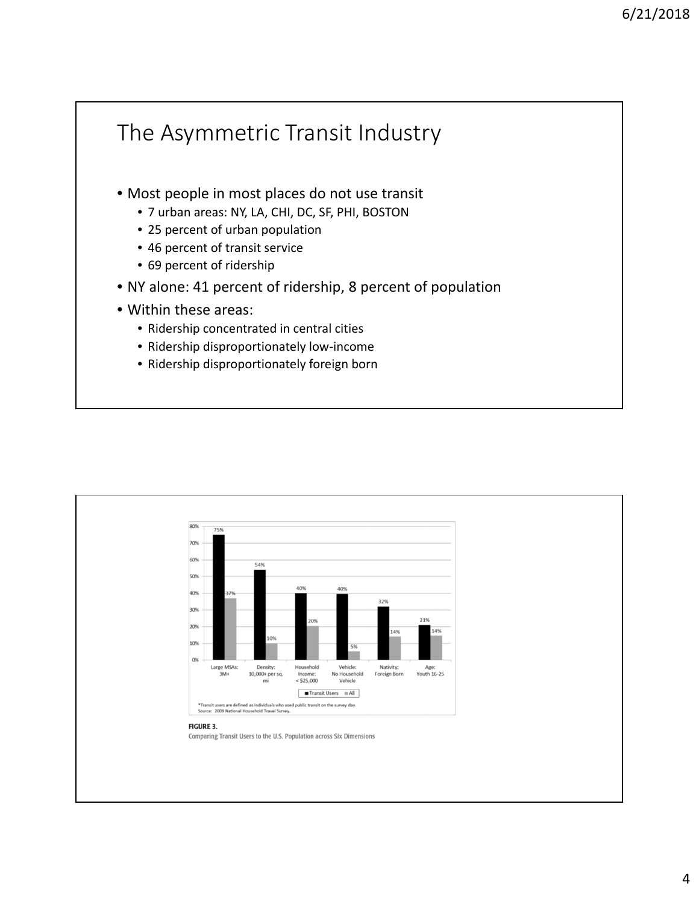# The Asymmetric Transit Industry

- Most people in most places do not use transit
  - 7 urban areas: NY, LA, CHI, DC, SF, PHI, BOSTON
  - 25 percent of urban population
  - 46 percent of transit service
  - 69 percent of ridership
- NY alone: 41 percent of ridership, 8 percent of population
- Within these areas:
  - Ridership concentrated in central cities
  - Ridership disproportionately low-income
  - Ridership disproportionately foreign born

| | Large MSAs: 3M+ | Density: 10,000+ per sq. mi | Household Income: < $25,000 | Vehicle: No Household Vehicle | Nativity: Foreign Born | Age: Youth 16-25 |
|---|---|---|---|---|---|---|
| Transit Users | 75% | 54% | 40% | 40% | 32% | 21% |
| All | 37% | 10% | 20% | 5% | 14% | 14% |

*Transit users are defined as individuals who used public transit on the survey day.
Source: 2009 National Household Travel Survey.

**FIGURE 3.**
Comparing Transit Users to the U.S. Population across Six Dimensions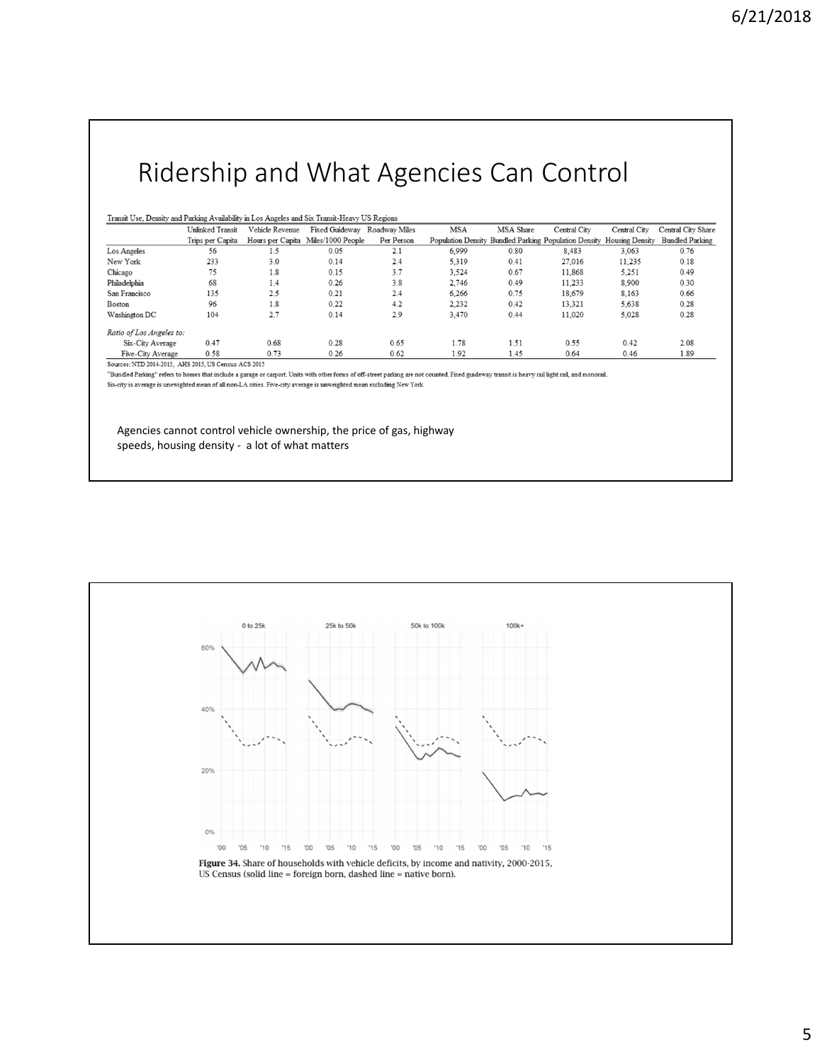# Ridership and What Agencies Can Control

Transit Use, Density and Parking Availability in Los Angeles and Six Transit-Heavy US Regions

| | Unlinked Transit Trips per Capita | Vehicle Revenue Hours per Capita | Fixed Guideway Miles/1000 People | Roadway Miles Per Person | MSA Population Density | MSA Share Bundled Parking | Central City Population Density | Central City Housing Density | Central City Share Bundled Parking |
|---|---|---|---|---|---|---|---|---|---|
| Los Angeles | 56 | 1.5 | 0.05 | 2.1 | 6,999 | 0.80 | 8,483 | 3,063 | 0.76 |
| New York | 233 | 3.0 | 0.14 | 2.4 | 5,319 | 0.41 | 27,016 | 11,235 | 0.18 |
| Chicago | 75 | 1.8 | 0.15 | 3.7 | 3,524 | 0.67 | 11,868 | 5,251 | 0.49 |
| Philadelphia | 68 | 1.4 | 0.26 | 3.8 | 2,746 | 0.49 | 11,233 | 8,900 | 0.30 |
| San Francisco | 135 | 2.5 | 0.21 | 2.4 | 6,266 | 0.75 | 18,679 | 8,163 | 0.66 |
| Boston | 96 | 1.8 | 0.22 | 4.2 | 2,232 | 0.42 | 13,321 | 5,638 | 0.28 |
| Washington DC | 104 | 2.7 | 0.14 | 2.9 | 3,470 | 0.44 | 11,020 | 5,028 | 0.28 |
| *Ratio of Los Angeles to:* | | | | | | | | | |
| Six-City Average | 0.47 | 0.68 | 0.28 | 0.65 | 1.78 | 1.51 | 0.55 | 0.42 | 2.08 |
| Five-City Average | 0.58 | 0.73 | 0.26 | 0.62 | 1.92 | 1.45 | 0.64 | 0.46 | 1.89 |

Sources: NTD 2014-2015, AHS 2015, US Census ACS 2015

"Bundled Parking" refers to homes that include a garage or carport. Units with other forms of off-street parking are not counted. Fixed guideway transit is heavy rail light rail, and monorail.

Six-city is average is unweighted mean of all non-LA cities. Five-city average is unweighted mean excluding New York.

Agencies cannot control vehicle ownership, the price of gas, highway speeds, housing density - a lot of what matters

**Figure 34.** Share of households with vehicle deficits, by income and nativity, 2000-2015, US Census (solid line = foreign born, dashed line = native born).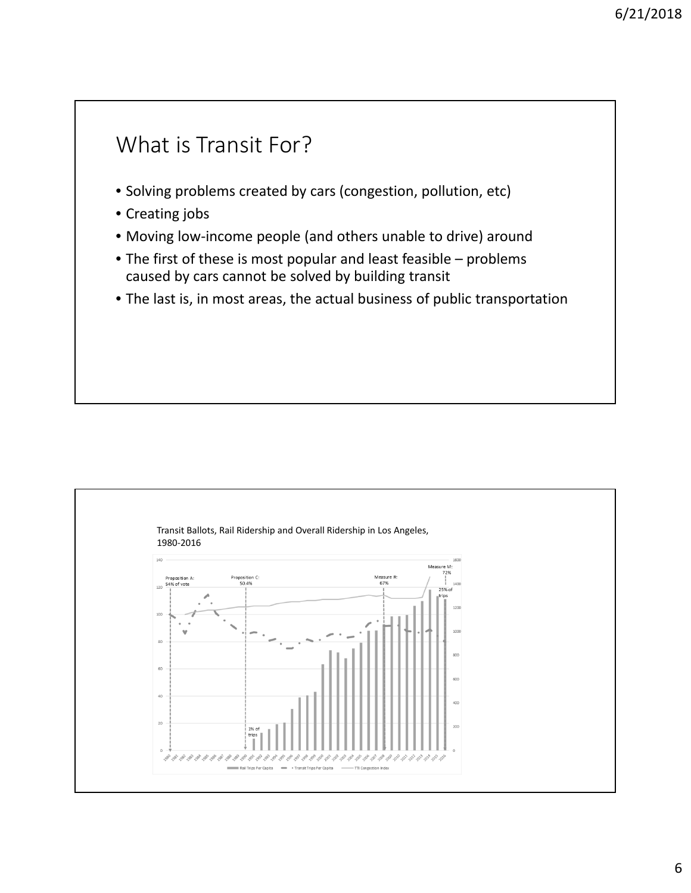# What is Transit For?

- Solving problems created by cars (congestion, pollution, etc)
- Creating jobs
- Moving low-income people (and others unable to drive) around
- The first of these is most popular and least feasible – problems caused by cars cannot be solved by building transit
- The last is, in most areas, the actual business of public transportation

Transit Ballots, Rail Ridership and Overall Ridership in Los Angeles, 1980-2016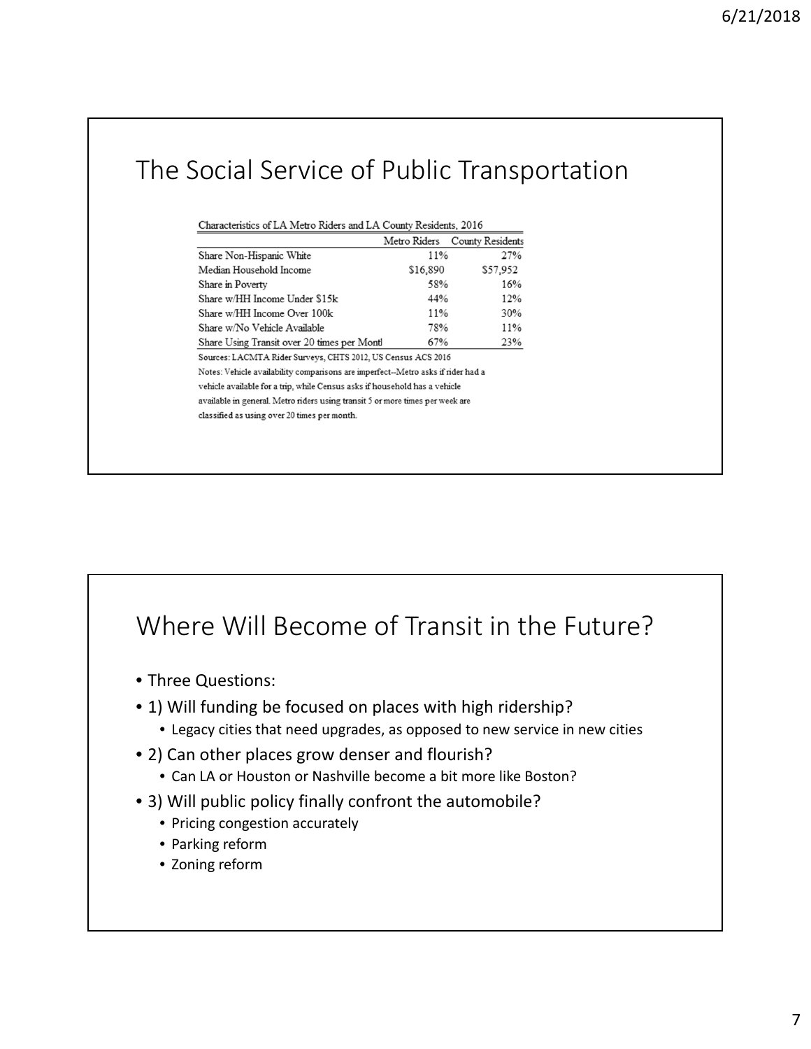## The Social Service of Public Transportation

Characteristics of LA Metro Riders and LA County Residents, 2016

| | Metro Riders | County Residents |
|---|---|---|
| Share Non-Hispanic White | 11% | 27% |
| Median Household Income | $16,890 | $57,952 |
| Share in Poverty | 58% | 16% |
| Share w/HH Income Under $15k | 44% | 12% |
| Share w/HH Income Over 100k | 11% | 30% |
| Share w/No Vehicle Available | 78% | 11% |
| Share Using Transit over 20 times per Montl | 67% | 23% |

Sources: LACMTA Rider Surveys, CHTS 2012, US Census ACS 2016

Notes: Vehicle availability comparisons are imperfect--Metro asks if rider had a vehicle available for a trip, while Census asks if household has a vehicle available in general. Metro riders using transit 5 or more times per week are classified as using over 20 times per month.

## Where Will Become of Transit in the Future?

- Three Questions:
- 1) Will funding be focused on places with high ridership?
  - Legacy cities that need upgrades, as opposed to new service in new cities
- 2) Can other places grow denser and flourish?
  - Can LA or Houston or Nashville become a bit more like Boston?
- 3) Will public policy finally confront the automobile?
  - Pricing congestion accurately
  - Parking reform
  - Zoning reform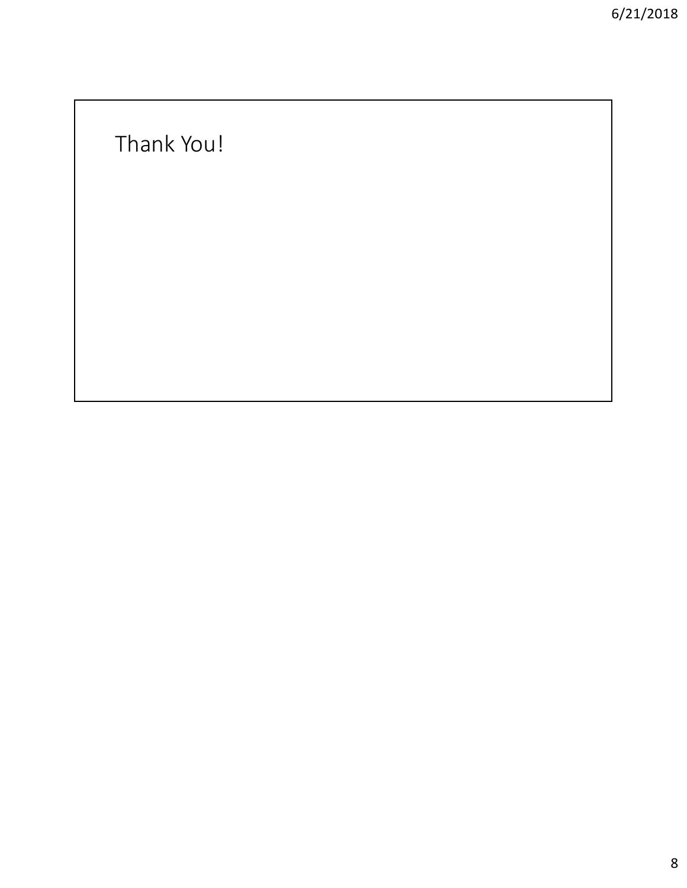# Thank You!